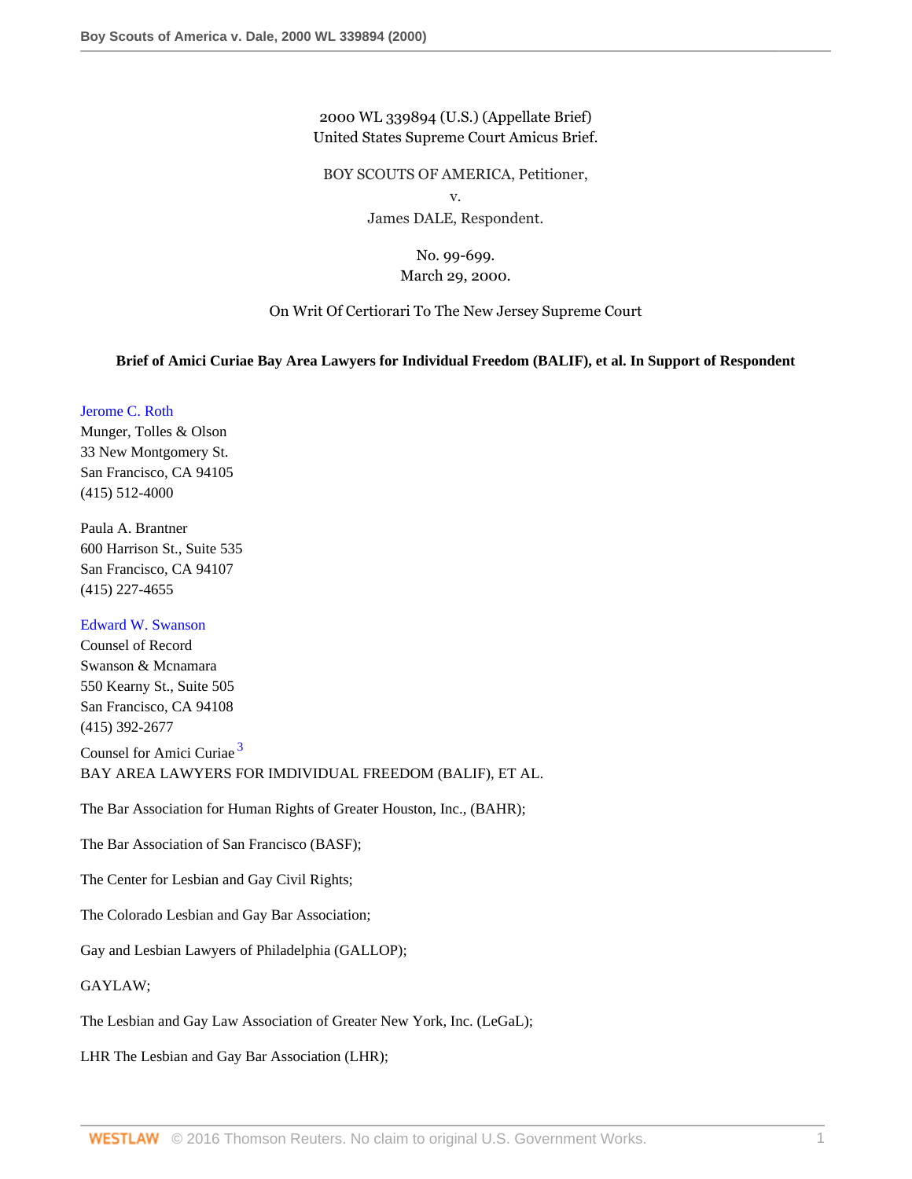2000 WL 339894 (U.S.) (Appellate Brief)
United States Supreme Court Amicus Brief.

BOY SCOUTS OF AMERICA, Petitioner,
v.
James DALE, Respondent.

No. 99-699.
March 29, 2000.

On Writ Of Certiorari To The New Jersey Supreme Court

**Brief of Amici Curiae Bay Area Lawyers for Individual Freedom (BALIF), et al. In Support of Respondent**

Jerome C. Roth
Munger, Tolles & Olson
33 New Montgomery St.
San Francisco, CA 94105
(415) 512-4000

Paula A. Brantner
600 Harrison St., Suite 535
San Francisco, CA 94107
(415) 227-4655

Edward W. Swanson
Counsel of Record
Swanson & Mcnamara
550 Kearny St., Suite 505
San Francisco, CA 94108
(415) 392-2677

Counsel for Amici Curiae [3]
BAY AREA LAWYERS FOR IMDIVIDUAL FREEDOM (BALIF), ET AL.

The Bar Association for Human Rights of Greater Houston, Inc., (BAHR);

The Bar Association of San Francisco (BASF);

The Center for Lesbian and Gay Civil Rights;

The Colorado Lesbian and Gay Bar Association;

Gay and Lesbian Lawyers of Philadelphia (GALLOP);

GAYLAW;

The Lesbian and Gay Law Association of Greater New York, Inc. (LeGaL);

LHR The Lesbian and Gay Bar Association (LHR);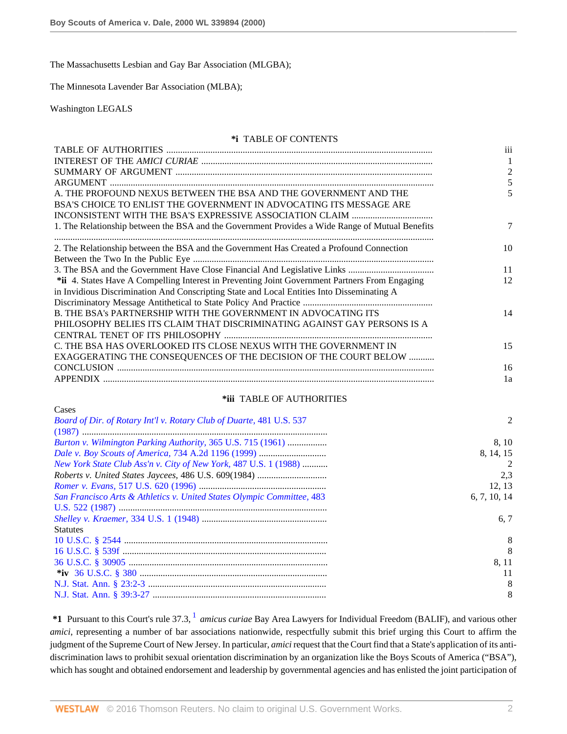The Massachusetts Lesbian and Gay Bar Association (MLGBA);

The Minnesota Lavender Bar Association (MLBA);

Washington LEGALS

**\*i** TABLE OF CONTENTS

| | |
|---|---|
| TABLE OF AUTHORITIES | iii |
| INTEREST OF THE *AMICI CURIAE* | 1 |
| SUMMARY OF ARGUMENT | 2 |
| ARGUMENT | 5 |
| A. THE PROFOUND NEXUS BETWEEN THE BSA AND THE GOVERNMENT AND THE BSA'S CHOICE TO ENLIST THE GOVERNMENT IN ADVOCATING ITS MESSAGE ARE INCONSISTENT WITH THE BSA'S EXPRESSIVE ASSOCIATION CLAIM | 5 |
| 1. The Relationship between the BSA and the Government Provides a Wide Range of Mutual Benefits | 7 |
| 2. The Relationship between the BSA and the Government Has Created a Profound Connection Between the Two In the Public Eye | 10 |
| 3. The BSA and the Government Have Close Financial And Legislative Links | 11 |
| **\*ii** 4. States Have A Compelling Interest in Preventing Joint Government Partners From Engaging in Invidious Discrimination And Conscripting State and Local Entities Into Disseminating A Discriminatory Message Antithetical to State Policy And Practice | 12 |
| B. THE BSA's PARTNERSHIP WITH THE GOVERNMENT IN ADVOCATING ITS PHILOSOPHY BELIES ITS CLAIM THAT DISCRIMINATING AGAINST GAY PERSONS IS A CENTRAL TENET OF ITS PHILOSOPHY | 14 |
| C. THE BSA HAS OVERLOOKED ITS CLOSE NEXUS WITH THE GOVERNMENT IN EXAGGERATING THE CONSEQUENCES OF THE DECISION OF THE COURT BELOW | 15 |
| CONCLUSION | 16 |
| APPENDIX | 1a |

**\*iii** TABLE OF AUTHORITIES

| | |
|---|---|
| Cases | |
| *Board of Dir. of Rotary Int'l v. Rotary Club of Duarte,* 481 U.S. 537 (1987) | 2 |
| *Burton v. Wilmington Parking Authority,* 365 U.S. 715 (1961) | 8, 10 |
| *Dale v. Boy Scouts of America,* 734 A.2d 1196 (1999) | 8, 14, 15 |
| *New York State Club Ass'n v. City of New York,* 487 U.S. 1 (1988) | 2 |
| *Roberts v. United States Jaycees,* 486 U.S. 609(1984) | 2,3 |
| *Romer v. Evans,* 517 U.S. 620 (1996) | 12, 13 |
| *San Francisco Arts & Athletics v. United States Olympic Committee,* 483 U.S. 522 (1987) | 6, 7, 10, 14 |
| *Shelley v. Kraemer,* 334 U.S. 1 (1948) | 6, 7 |
| Statutes | |
| 10 U.S.C. § 2544 | 8 |
| 16 U.S.C. § 539f | 8 |
| 36 U.S.C. § 30905 | 8, 11 |
| **\*iv** 36 U.S.C. § 380 | 11 |
| N.J. Stat. Ann. § 23:2-3 | 8 |
| N.J. Stat. Ann. § 39:3-27 | 8 |

**\*1** Pursuant to this Court's rule 37.3,[1] *amicus curiae* Bay Area Lawyers for Individual Freedom (BALIF), and various other *amici*, representing a number of bar associations nationwide, respectfully submit this brief urging this Court to affirm the judgment of the Supreme Court of New Jersey. In particular, *amici* request that the Court find that a State's application of its anti-discrimination laws to prohibit sexual orientation discrimination by an organization like the Boys Scouts of America ("BSA"), which has sought and obtained endorsement and leadership by governmental agencies and has enlisted the joint participation of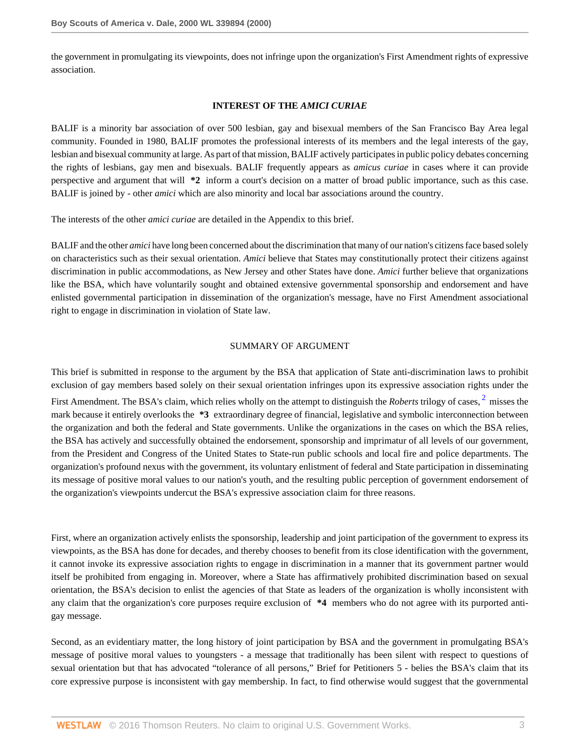the government in promulgating its viewpoints, does not infringe upon the organization's First Amendment rights of expressive association.

## INTEREST OF THE *AMICI CURIAE*

BALIF is a minority bar association of over 500 lesbian, gay and bisexual members of the San Francisco Bay Area legal community. Founded in 1980, BALIF promotes the professional interests of its members and the legal interests of the gay, lesbian and bisexual community at large. As part of that mission, BALIF actively participates in public policy debates concerning the rights of lesbians, gay men and bisexuals. BALIF frequently appears as *amicus curiae* in cases where it can provide perspective and argument that will **\*2** inform a court's decision on a matter of broad public importance, such as this case. BALIF is joined by - other *amici* which are also minority and local bar associations around the country.

The interests of the other *amici curiae* are detailed in the Appendix to this brief.

BALIF and the other *amici* have long been concerned about the discrimination that many of our nation's citizens face based solely on characteristics such as their sexual orientation. *Amici* believe that States may constitutionally protect their citizens against discrimination in public accommodations, as New Jersey and other States have done. *Amici* further believe that organizations like the BSA, which have voluntarily sought and obtained extensive governmental sponsorship and endorsement and have enlisted governmental participation in dissemination of the organization's message, have no First Amendment associational right to engage in discrimination in violation of State law.

## SUMMARY OF ARGUMENT

This brief is submitted in response to the argument by the BSA that application of State anti-discrimination laws to prohibit exclusion of gay members based solely on their sexual orientation infringes upon its expressive association rights under the First Amendment. The BSA's claim, which relies wholly on the attempt to distinguish the *Roberts* trilogy of cases, [2] misses the mark because it entirely overlooks the **\*3** extraordinary degree of financial, legislative and symbolic interconnection between the organization and both the federal and State governments. Unlike the organizations in the cases on which the BSA relies, the BSA has actively and successfully obtained the endorsement, sponsorship and imprimatur of all levels of our government, from the President and Congress of the United States to State-run public schools and local fire and police departments. The organization's profound nexus with the government, its voluntary enlistment of federal and State participation in disseminating its message of positive moral values to our nation's youth, and the resulting public perception of government endorsement of the organization's viewpoints undercut the BSA's expressive association claim for three reasons.

First, where an organization actively enlists the sponsorship, leadership and joint participation of the government to express its viewpoints, as the BSA has done for decades, and thereby chooses to benefit from its close identification with the government, it cannot invoke its expressive association rights to engage in discrimination in a manner that its government partner would itself be prohibited from engaging in. Moreover, where a State has affirmatively prohibited discrimination based on sexual orientation, the BSA's decision to enlist the agencies of that State as leaders of the organization is wholly inconsistent with any claim that the organization's core purposes require exclusion of **\*4** members who do not agree with its purported anti-gay message.

Second, as an evidentiary matter, the long history of joint participation by BSA and the government in promulgating BSA's message of positive moral values to youngsters - a message that traditionally has been silent with respect to questions of sexual orientation but that has advocated "tolerance of all persons," Brief for Petitioners 5 - belies the BSA's claim that its core expressive purpose is inconsistent with gay membership. In fact, to find otherwise would suggest that the governmental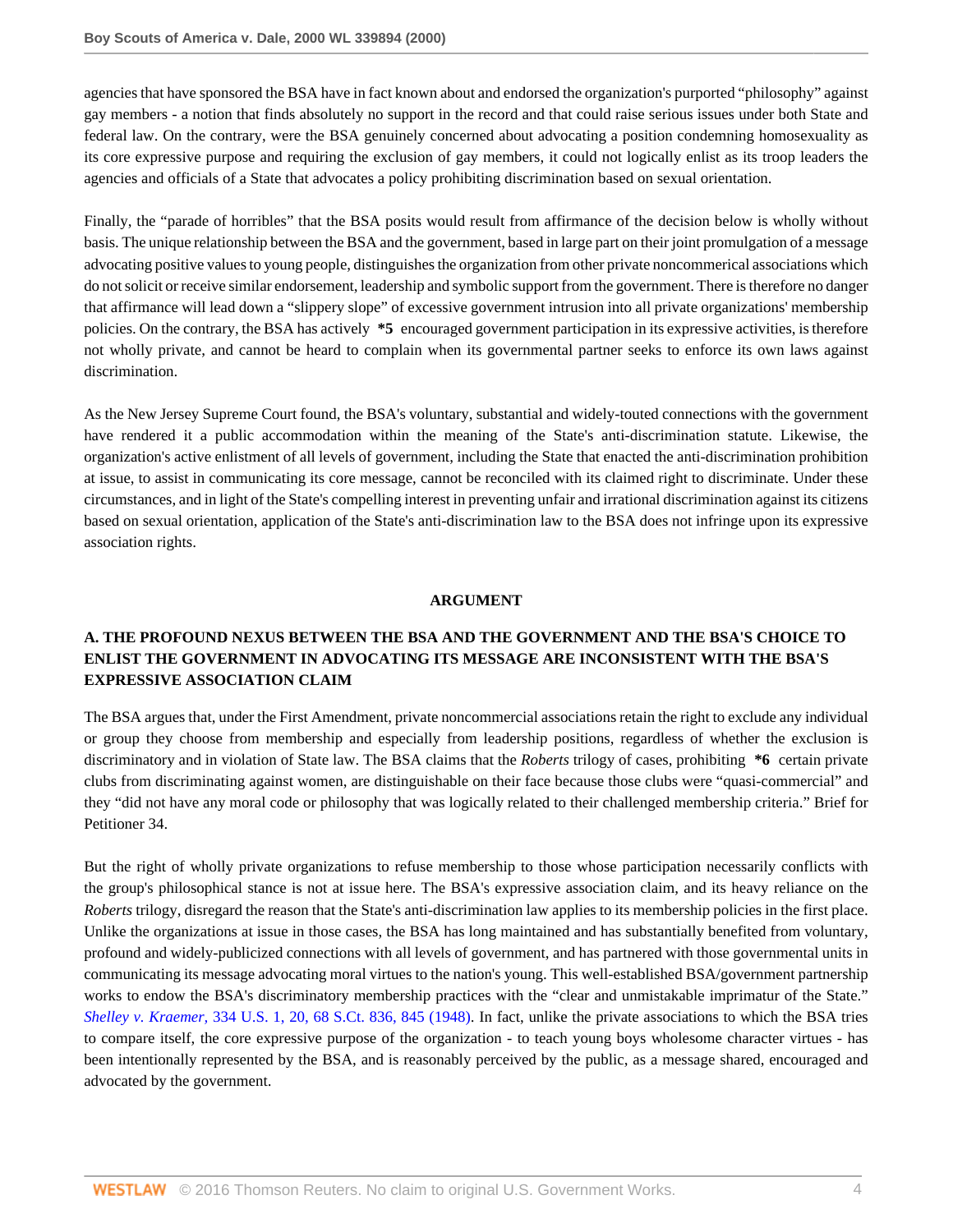agencies that have sponsored the BSA have in fact known about and endorsed the organization's purported "philosophy" against gay members - a notion that finds absolutely no support in the record and that could raise serious issues under both State and federal law. On the contrary, were the BSA genuinely concerned about advocating a position condemning homosexuality as its core expressive purpose and requiring the exclusion of gay members, it could not logically enlist as its troop leaders the agencies and officials of a State that advocates a policy prohibiting discrimination based on sexual orientation.

Finally, the "parade of horribles" that the BSA posits would result from affirmance of the decision below is wholly without basis. The unique relationship between the BSA and the government, based in large part on their joint promulgation of a message advocating positive values to young people, distinguishes the organization from other private noncommerical associations which do not solicit or receive similar endorsement, leadership and symbolic support from the government. There is therefore no danger that affirmance will lead down a "slippery slope" of excessive government intrusion into all private organizations' membership policies. On the contrary, the BSA has actively **\*5** encouraged government participation in its expressive activities, is therefore not wholly private, and cannot be heard to complain when its governmental partner seeks to enforce its own laws against discrimination.

As the New Jersey Supreme Court found, the BSA's voluntary, substantial and widely-touted connections with the government have rendered it a public accommodation within the meaning of the State's anti-discrimination statute. Likewise, the organization's active enlistment of all levels of government, including the State that enacted the anti-discrimination prohibition at issue, to assist in communicating its core message, cannot be reconciled with its claimed right to discriminate. Under these circumstances, and in light of the State's compelling interest in preventing unfair and irrational discrimination against its citizens based on sexual orientation, application of the State's anti-discrimination law to the BSA does not infringe upon its expressive association rights.

## ARGUMENT

### A. THE PROFOUND NEXUS BETWEEN THE BSA AND THE GOVERNMENT AND THE BSA'S CHOICE TO ENLIST THE GOVERNMENT IN ADVOCATING ITS MESSAGE ARE INCONSISTENT WITH THE BSA'S EXPRESSIVE ASSOCIATION CLAIM

The BSA argues that, under the First Amendment, private noncommercial associations retain the right to exclude any individual or group they choose from membership and especially from leadership positions, regardless of whether the exclusion is discriminatory and in violation of State law. The BSA claims that the *Roberts* trilogy of cases, prohibiting **\*6** certain private clubs from discriminating against women, are distinguishable on their face because those clubs were "quasi-commercial" and they "did not have any moral code or philosophy that was logically related to their challenged membership criteria." Brief for Petitioner 34.

But the right of wholly private organizations to refuse membership to those whose participation necessarily conflicts with the group's philosophical stance is not at issue here. The BSA's expressive association claim, and its heavy reliance on the *Roberts* trilogy, disregard the reason that the State's anti-discrimination law applies to its membership policies in the first place. Unlike the organizations at issue in those cases, the BSA has long maintained and has substantially benefited from voluntary, profound and widely-publicized connections with all levels of government, and has partnered with those governmental units in communicating its message advocating moral virtues to the nation's young. This well-established BSA/government partnership works to endow the BSA's discriminatory membership practices with the "clear and unmistakable imprimatur of the State." *Shelley v. Kraemer,* 334 U.S. 1, 20, 68 S.Ct. 836, 845 (1948). In fact, unlike the private associations to which the BSA tries to compare itself, the core expressive purpose of the organization - to teach young boys wholesome character virtues - has been intentionally represented by the BSA, and is reasonably perceived by the public, as a message shared, encouraged and advocated by the government.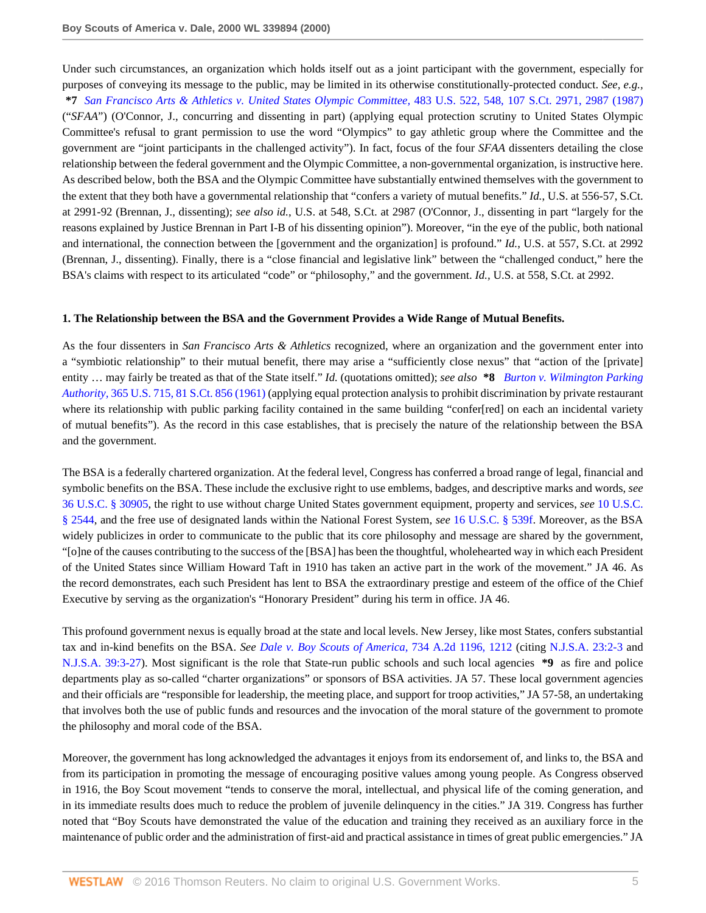Under such circumstances, an organization which holds itself out as a joint participant with the government, especially for purposes of conveying its message to the public, may be limited in its otherwise constitutionally-protected conduct. *See, e.g.,* **\*7** *San Francisco Arts & Athletics v. United States Olympic Committee,* 483 U.S. 522, 548, 107 S.Ct. 2971, 2987 (1987) ("*SFAA*") (O'Connor, J., concurring and dissenting in part) (applying equal protection scrutiny to United States Olympic Committee's refusal to grant permission to use the word "Olympics" to gay athletic group where the Committee and the government are "joint participants in the challenged activity"). In fact, focus of the four *SFAA* dissenters detailing the close relationship between the federal government and the Olympic Committee, a non-governmental organization, is instructive here. As described below, both the BSA and the Olympic Committee have substantially entwined themselves with the government to the extent that they both have a governmental relationship that "confers a variety of mutual benefits." *Id.,* U.S. at 556-57, S.Ct. at 2991-92 (Brennan, J., dissenting); *see also id.,* U.S. at 548, S.Ct. at 2987 (O'Connor, J., dissenting in part "largely for the reasons explained by Justice Brennan in Part I-B of his dissenting opinion"). Moreover, "in the eye of the public, both national and international, the connection between the [government and the organization] is profound." *Id.,* U.S. at 557, S.Ct. at 2992 (Brennan, J., dissenting). Finally, there is a "close financial and legislative link" between the "challenged conduct," here the BSA's claims with respect to its articulated "code" or "philosophy," and the government. *Id.,* U.S. at 558, S.Ct. at 2992.

### 1. The Relationship between the BSA and the Government Provides a Wide Range of Mutual Benefits.

As the four dissenters in *San Francisco Arts & Athletics* recognized, where an organization and the government enter into a "symbiotic relationship" to their mutual benefit, there may arise a "sufficiently close nexus" that "action of the [private] entity … may fairly be treated as that of the State itself." *Id.* (quotations omitted); *see also* **\*8** *Burton v. Wilmington Parking Authority,* 365 U.S. 715, 81 S.Ct. 856 (1961) (applying equal protection analysis to prohibit discrimination by private restaurant where its relationship with public parking facility contained in the same building "confer[red] on each an incidental variety of mutual benefits"). As the record in this case establishes, that is precisely the nature of the relationship between the BSA and the government.

The BSA is a federally chartered organization. At the federal level, Congress has conferred a broad range of legal, financial and symbolic benefits on the BSA. These include the exclusive right to use emblems, badges, and descriptive marks and words, *see* 36 U.S.C. § 30905, the right to use without charge United States government equipment, property and services, *see* 10 U.S.C. § 2544, and the free use of designated lands within the National Forest System, *see* 16 U.S.C. § 539f. Moreover, as the BSA widely publicizes in order to communicate to the public that its core philosophy and message are shared by the government, "[o]ne of the causes contributing to the success of the [BSA] has been the thoughtful, wholehearted way in which each President of the United States since William Howard Taft in 1910 has taken an active part in the work of the movement." JA 46. As the record demonstrates, each such President has lent to BSA the extraordinary prestige and esteem of the office of the Chief Executive by serving as the organization's "Honorary President" during his term in office. JA 46.

This profound government nexus is equally broad at the state and local levels. New Jersey, like most States, confers substantial tax and in-kind benefits on the BSA. *See Dale v. Boy Scouts of America,* 734 A.2d 1196, 1212 (citing N.J.S.A. 23:2-3 and N.J.S.A. 39:3-27). Most significant is the role that State-run public schools and such local agencies **\*9** as fire and police departments play as so-called "charter organizations" or sponsors of BSA activities. JA 57. These local government agencies and their officials are "responsible for leadership, the meeting place, and support for troop activities," JA 57-58, an undertaking that involves both the use of public funds and resources and the invocation of the moral stature of the government to promote the philosophy and moral code of the BSA.

Moreover, the government has long acknowledged the advantages it enjoys from its endorsement of, and links to, the BSA and from its participation in promoting the message of encouraging positive values among young people. As Congress observed in 1916, the Boy Scout movement "tends to conserve the moral, intellectual, and physical life of the coming generation, and in its immediate results does much to reduce the problem of juvenile delinquency in the cities." JA 319. Congress has further noted that "Boy Scouts have demonstrated the value of the education and training they received as an auxiliary force in the maintenance of public order and the administration of first-aid and practical assistance in times of great public emergencies." JA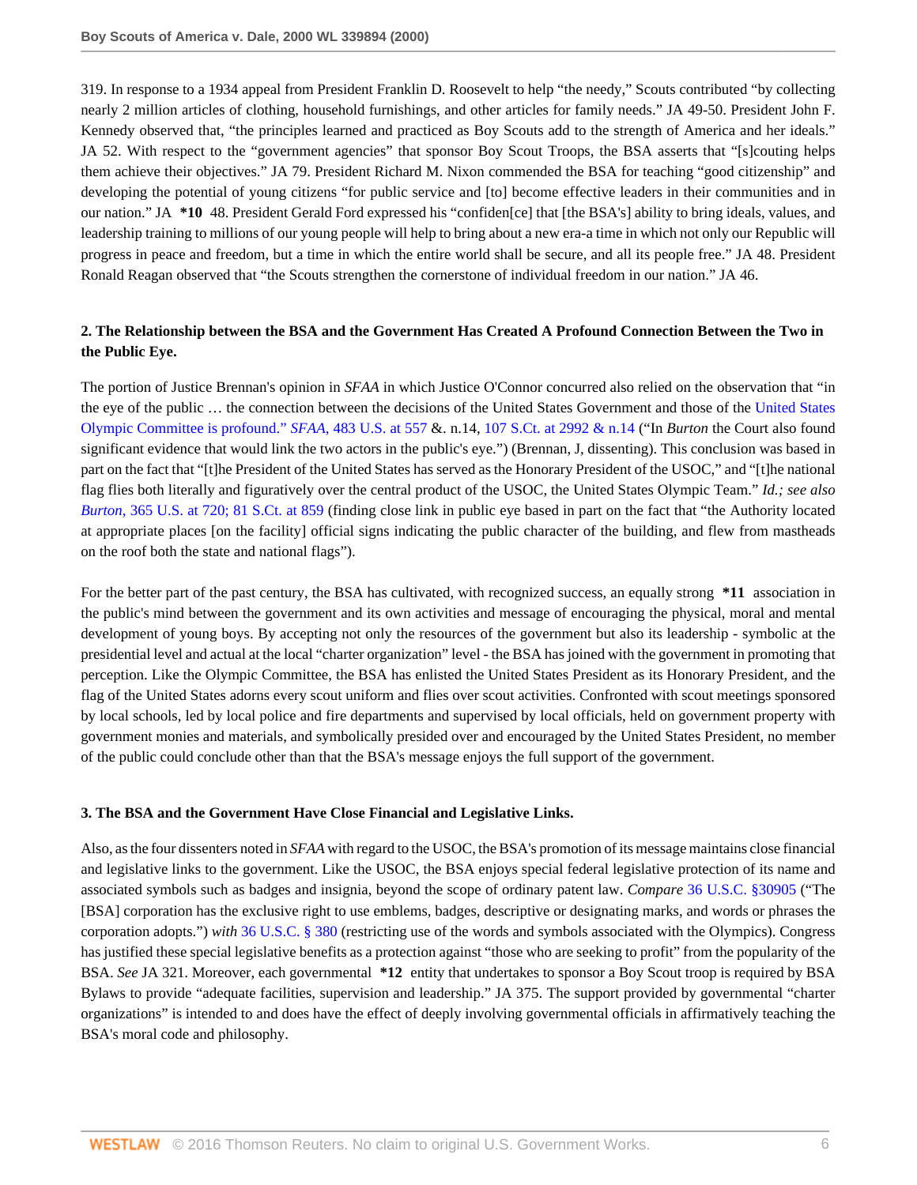319. In response to a 1934 appeal from President Franklin D. Roosevelt to help "the needy," Scouts contributed "by collecting nearly 2 million articles of clothing, household furnishings, and other articles for family needs." JA 49-50. President John F. Kennedy observed that, "the principles learned and practiced as Boy Scouts add to the strength of America and her ideals." JA 52. With respect to the "government agencies" that sponsor Boy Scout Troops, the BSA asserts that "[s]couting helps them achieve their objectives." JA 79. President Richard M. Nixon commended the BSA for teaching "good citizenship" and developing the potential of young citizens "for public service and [to] become effective leaders in their communities and in our nation." JA **\*10** 48. President Gerald Ford expressed his "confiden[ce] that [the BSA's] ability to bring ideals, values, and leadership training to millions of our young people will help to bring about a new era-a time in which not only our Republic will progress in peace and freedom, but a time in which the entire world shall be secure, and all its people free." JA 48. President Ronald Reagan observed that "the Scouts strengthen the cornerstone of individual freedom in our nation." JA 46.

### 2. The Relationship between the BSA and the Government Has Created A Profound Connection Between the Two in the Public Eye.

The portion of Justice Brennan's opinion in *SFAA* in which Justice O'Connor concurred also relied on the observation that "in the eye of the public … the connection between the decisions of the United States Government and those of the United States Olympic Committee is profound." *SFAA*, 483 U.S. at 557 &. n.14, 107 S.Ct. at 2992 & n.14 ("In *Burton* the Court also found significant evidence that would link the two actors in the public's eye.") (Brennan, J, dissenting). This conclusion was based in part on the fact that "[t]he President of the United States has served as the Honorary President of the USOC," and "[t]he national flag flies both literally and figuratively over the central product of the USOC, the United States Olympic Team." *Id.; see also Burton*, 365 U.S. at 720; 81 S.Ct. at 859 (finding close link in public eye based in part on the fact that "the Authority located at appropriate places [on the facility] official signs indicating the public character of the building, and flew from mastheads on the roof both the state and national flags").

For the better part of the past century, the BSA has cultivated, with recognized success, an equally strong **\*11** association in the public's mind between the government and its own activities and message of encouraging the physical, moral and mental development of young boys. By accepting not only the resources of the government but also its leadership - symbolic at the presidential level and actual at the local "charter organization" level - the BSA has joined with the government in promoting that perception. Like the Olympic Committee, the BSA has enlisted the United States President as its Honorary President, and the flag of the United States adorns every scout uniform and flies over scout activities. Confronted with scout meetings sponsored by local schools, led by local police and fire departments and supervised by local officials, held on government property with government monies and materials, and symbolically presided over and encouraged by the United States President, no member of the public could conclude other than that the BSA's message enjoys the full support of the government.

### 3. The BSA and the Government Have Close Financial and Legislative Links.

Also, as the four dissenters noted in *SFAA* with regard to the USOC, the BSA's promotion of its message maintains close financial and legislative links to the government. Like the USOC, the BSA enjoys special federal legislative protection of its name and associated symbols such as badges and insignia, beyond the scope of ordinary patent law. *Compare* 36 U.S.C. §30905 ("The [BSA] corporation has the exclusive right to use emblems, badges, descriptive or designating marks, and words or phrases the corporation adopts.") *with* 36 U.S.C. § 380 (restricting use of the words and symbols associated with the Olympics). Congress has justified these special legislative benefits as a protection against "those who are seeking to profit" from the popularity of the BSA. *See* JA 321. Moreover, each governmental **\*12** entity that undertakes to sponsor a Boy Scout troop is required by BSA Bylaws to provide "adequate facilities, supervision and leadership." JA 375. The support provided by governmental "charter organizations" is intended to and does have the effect of deeply involving governmental officials in affirmatively teaching the BSA's moral code and philosophy.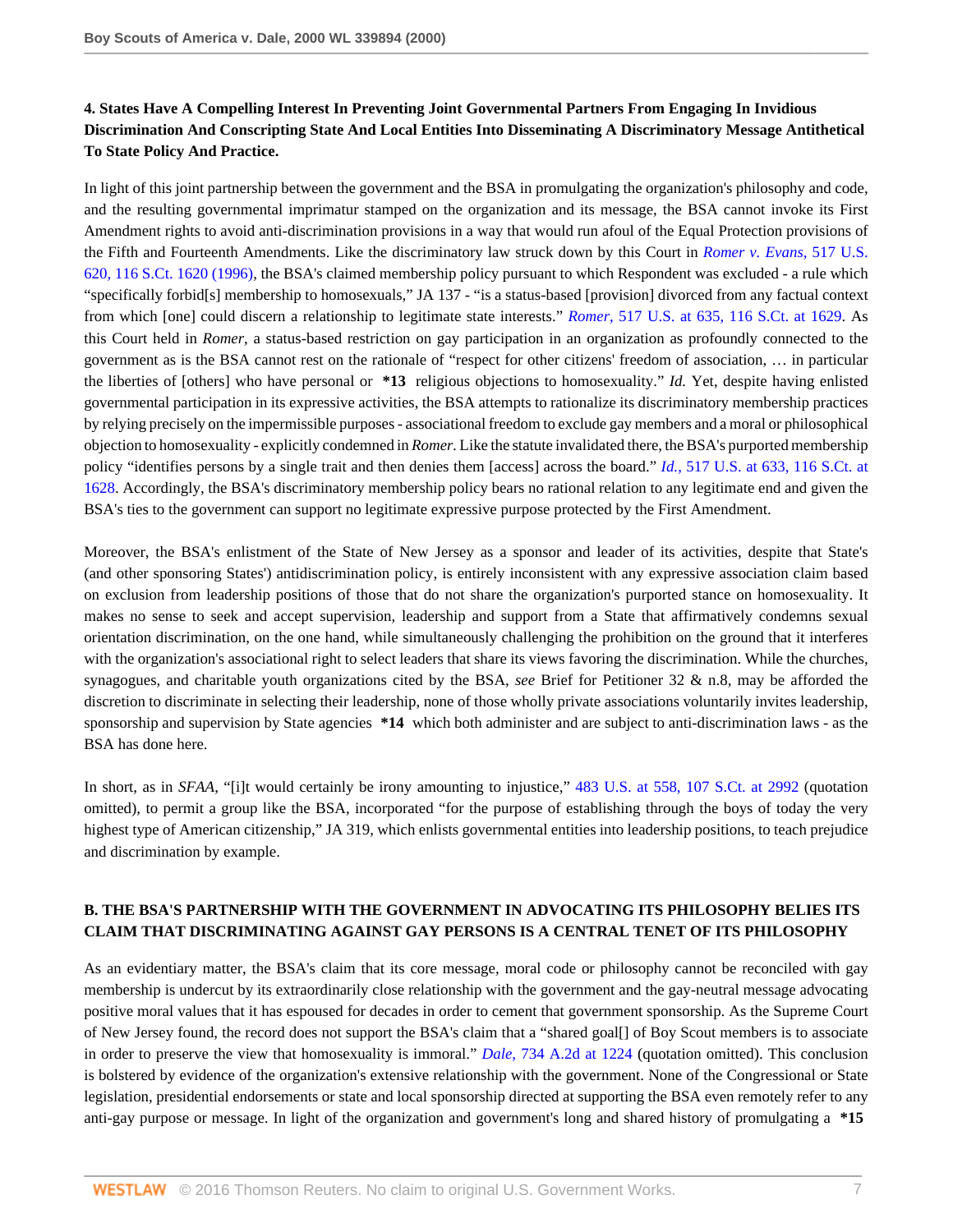**4. States Have A Compelling Interest In Preventing Joint Governmental Partners From Engaging In Invidious Discrimination And Conscripting State And Local Entities Into Disseminating A Discriminatory Message Antithetical To State Policy And Practice.**

In light of this joint partnership between the government and the BSA in promulgating the organization's philosophy and code, and the resulting governmental imprimatur stamped on the organization and its message, the BSA cannot invoke its First Amendment rights to avoid anti-discrimination provisions in a way that would run afoul of the Equal Protection provisions of the Fifth and Fourteenth Amendments. Like the discriminatory law struck down by this Court in *Romer v. Evans,* 517 U.S. 620, 116 S.Ct. 1620 (1996), the BSA's claimed membership policy pursuant to which Respondent was excluded - a rule which "specifically forbid[s] membership to homosexuals," JA 137 - "is a status-based [provision] divorced from any factual context from which [one] could discern a relationship to legitimate state interests." *Romer,* 517 U.S. at 635, 116 S.Ct. at 1629. As this Court held in *Romer*, a status-based restriction on gay participation in an organization as profoundly connected to the government as is the BSA cannot rest on the rationale of "respect for other citizens' freedom of association, … in particular the liberties of [others] who have personal or **\*13** religious objections to homosexuality." *Id.* Yet, despite having enlisted governmental participation in its expressive activities, the BSA attempts to rationalize its discriminatory membership practices by relying precisely on the impermissible purposes - associational freedom to exclude gay members and a moral or philosophical objection to homosexuality - explicitly condemned in *Romer*. Like the statute invalidated there, the BSA's purported membership policy "identifies persons by a single trait and then denies them [access] across the board." *Id.,* 517 U.S. at 633, 116 S.Ct. at 1628. Accordingly, the BSA's discriminatory membership policy bears no rational relation to any legitimate end and given the BSA's ties to the government can support no legitimate expressive purpose protected by the First Amendment.

Moreover, the BSA's enlistment of the State of New Jersey as a sponsor and leader of its activities, despite that State's (and other sponsoring States') antidiscrimination policy, is entirely inconsistent with any expressive association claim based on exclusion from leadership positions of those that do not share the organization's purported stance on homosexuality. It makes no sense to seek and accept supervision, leadership and support from a State that affirmatively condemns sexual orientation discrimination, on the one hand, while simultaneously challenging the prohibition on the ground that it interferes with the organization's associational right to select leaders that share its views favoring the discrimination. While the churches, synagogues, and charitable youth organizations cited by the BSA, *see* Brief for Petitioner 32 & n.8, may be afforded the discretion to discriminate in selecting their leadership, none of those wholly private associations voluntarily invites leadership, sponsorship and supervision by State agencies **\*14** which both administer and are subject to anti-discrimination laws - as the BSA has done here.

In short, as in *SFAA*, "[i]t would certainly be irony amounting to injustice," 483 U.S. at 558, 107 S.Ct. at 2992 (quotation omitted), to permit a group like the BSA, incorporated "for the purpose of establishing through the boys of today the very highest type of American citizenship," JA 319, which enlists governmental entities into leadership positions, to teach prejudice and discrimination by example.

**B. THE BSA'S PARTNERSHIP WITH THE GOVERNMENT IN ADVOCATING ITS PHILOSOPHY BELIES ITS CLAIM THAT DISCRIMINATING AGAINST GAY PERSONS IS A CENTRAL TENET OF ITS PHILOSOPHY**

As an evidentiary matter, the BSA's claim that its core message, moral code or philosophy cannot be reconciled with gay membership is undercut by its extraordinarily close relationship with the government and the gay-neutral message advocating positive moral values that it has espoused for decades in order to cement that government sponsorship. As the Supreme Court of New Jersey found, the record does not support the BSA's claim that a "shared goal[] of Boy Scout members is to associate in order to preserve the view that homosexuality is immoral." *Dale,* 734 A.2d at 1224 (quotation omitted). This conclusion is bolstered by evidence of the organization's extensive relationship with the government. None of the Congressional or State legislation, presidential endorsements or state and local sponsorship directed at supporting the BSA even remotely refer to any anti-gay purpose or message. In light of the organization and government's long and shared history of promulgating a **\*15**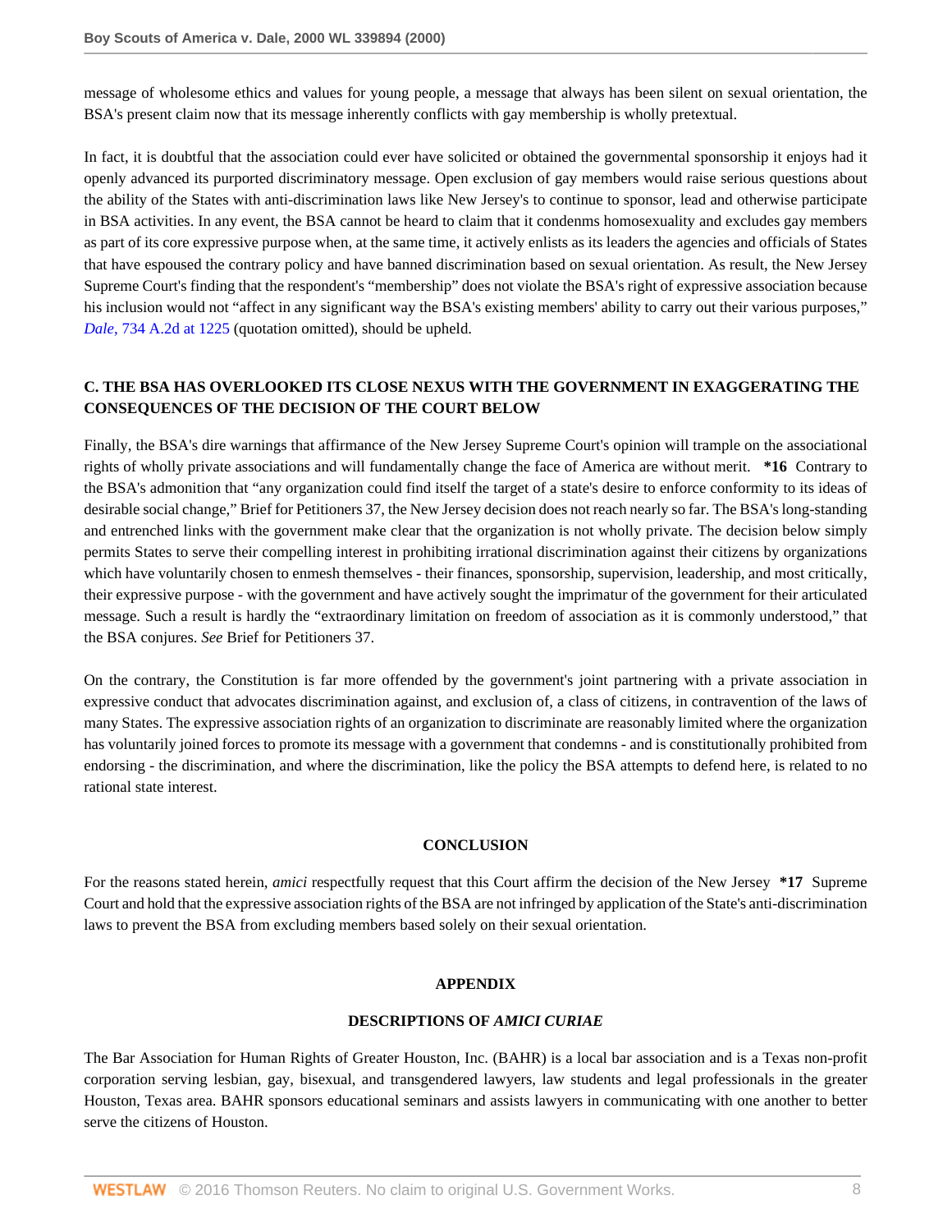message of wholesome ethics and values for young people, a message that always has been silent on sexual orientation, the BSA's present claim now that its message inherently conflicts with gay membership is wholly pretextual.

In fact, it is doubtful that the association could ever have solicited or obtained the governmental sponsorship it enjoys had it openly advanced its purported discriminatory message. Open exclusion of gay members would raise serious questions about the ability of the States with anti-discrimination laws like New Jersey's to continue to sponsor, lead and otherwise participate in BSA activities. In any event, the BSA cannot be heard to claim that it condenms homosexuality and excludes gay members as part of its core expressive purpose when, at the same time, it actively enlists as its leaders the agencies and officials of States that have espoused the contrary policy and have banned discrimination based on sexual orientation. As result, the New Jersey Supreme Court's finding that the respondent's "membership" does not violate the BSA's right of expressive association because his inclusion would not "affect in any significant way the BSA's existing members' ability to carry out their various purposes," *Dale*, 734 A.2d at 1225 (quotation omitted), should be upheld.

### C. THE BSA HAS OVERLOOKED ITS CLOSE NEXUS WITH THE GOVERNMENT IN EXAGGERATING THE CONSEQUENCES OF THE DECISION OF THE COURT BELOW

Finally, the BSA's dire warnings that affirmance of the New Jersey Supreme Court's opinion will trample on the associational rights of wholly private associations and will fundamentally change the face of America are without merit. **\*16** Contrary to the BSA's admonition that "any organization could find itself the target of a state's desire to enforce conformity to its ideas of desirable social change," Brief for Petitioners 37, the New Jersey decision does not reach nearly so far. The BSA's long-standing and entrenched links with the government make clear that the organization is not wholly private. The decision below simply permits States to serve their compelling interest in prohibiting irrational discrimination against their citizens by organizations which have voluntarily chosen to enmesh themselves - their finances, sponsorship, supervision, leadership, and most critically, their expressive purpose - with the government and have actively sought the imprimatur of the government for their articulated message. Such a result is hardly the "extraordinary limitation on freedom of association as it is commonly understood," that the BSA conjures. *See* Brief for Petitioners 37.

On the contrary, the Constitution is far more offended by the government's joint partnering with a private association in expressive conduct that advocates discrimination against, and exclusion of, a class of citizens, in contravention of the laws of many States. The expressive association rights of an organization to discriminate are reasonably limited where the organization has voluntarily joined forces to promote its message with a government that condemns - and is constitutionally prohibited from endorsing - the discrimination, and where the discrimination, like the policy the BSA attempts to defend here, is related to no rational state interest.

## CONCLUSION

For the reasons stated herein, *amici* respectfully request that this Court affirm the decision of the New Jersey **\*17** Supreme Court and hold that the expressive association rights of the BSA are not infringed by application of the State's anti-discrimination laws to prevent the BSA from excluding members based solely on their sexual orientation.

## APPENDIX

### DESCRIPTIONS OF *AMICI CURIAE*

The Bar Association for Human Rights of Greater Houston, Inc. (BAHR) is a local bar association and is a Texas non-profit corporation serving lesbian, gay, bisexual, and transgendered lawyers, law students and legal professionals in the greater Houston, Texas area. BAHR sponsors educational seminars and assists lawyers in communicating with one another to better serve the citizens of Houston.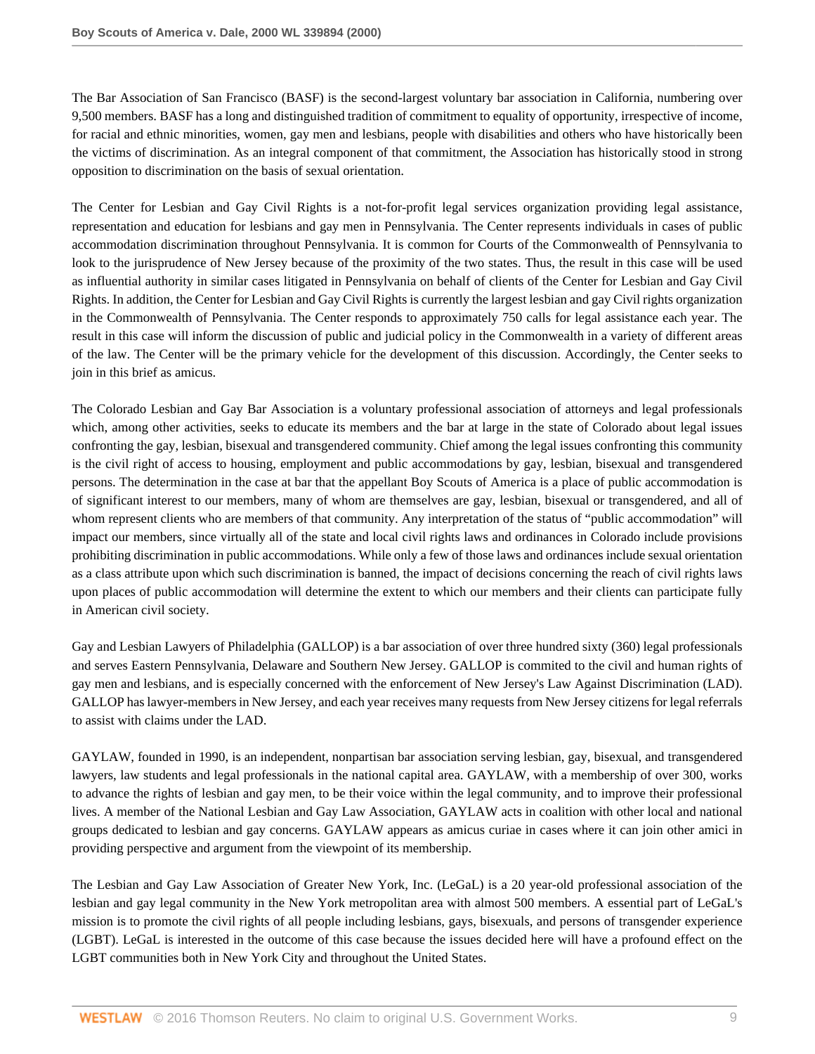The Bar Association of San Francisco (BASF) is the second-largest voluntary bar association in California, numbering over 9,500 members. BASF has a long and distinguished tradition of commitment to equality of opportunity, irrespective of income, for racial and ethnic minorities, women, gay men and lesbians, people with disabilities and others who have historically been the victims of discrimination. As an integral component of that commitment, the Association has historically stood in strong opposition to discrimination on the basis of sexual orientation.

The Center for Lesbian and Gay Civil Rights is a not-for-profit legal services organization providing legal assistance, representation and education for lesbians and gay men in Pennsylvania. The Center represents individuals in cases of public accommodation discrimination throughout Pennsylvania. It is common for Courts of the Commonwealth of Pennsylvania to look to the jurisprudence of New Jersey because of the proximity of the two states. Thus, the result in this case will be used as influential authority in similar cases litigated in Pennsylvania on behalf of clients of the Center for Lesbian and Gay Civil Rights. In addition, the Center for Lesbian and Gay Civil Rights is currently the largest lesbian and gay Civil rights organization in the Commonwealth of Pennsylvania. The Center responds to approximately 750 calls for legal assistance each year. The result in this case will inform the discussion of public and judicial policy in the Commonwealth in a variety of different areas of the law. The Center will be the primary vehicle for the development of this discussion. Accordingly, the Center seeks to join in this brief as amicus.

The Colorado Lesbian and Gay Bar Association is a voluntary professional association of attorneys and legal professionals which, among other activities, seeks to educate its members and the bar at large in the state of Colorado about legal issues confronting the gay, lesbian, bisexual and transgendered community. Chief among the legal issues confronting this community is the civil right of access to housing, employment and public accommodations by gay, lesbian, bisexual and transgendered persons. The determination in the case at bar that the appellant Boy Scouts of America is a place of public accommodation is of significant interest to our members, many of whom are themselves are gay, lesbian, bisexual or transgendered, and all of whom represent clients who are members of that community. Any interpretation of the status of "public accommodation" will impact our members, since virtually all of the state and local civil rights laws and ordinances in Colorado include provisions prohibiting discrimination in public accommodations. While only a few of those laws and ordinances include sexual orientation as a class attribute upon which such discrimination is banned, the impact of decisions concerning the reach of civil rights laws upon places of public accommodation will determine the extent to which our members and their clients can participate fully in American civil society.

Gay and Lesbian Lawyers of Philadelphia (GALLOP) is a bar association of over three hundred sixty (360) legal professionals and serves Eastern Pennsylvania, Delaware and Southern New Jersey. GALLOP is commited to the civil and human rights of gay men and lesbians, and is especially concerned with the enforcement of New Jersey's Law Against Discrimination (LAD). GALLOP has lawyer-members in New Jersey, and each year receives many requests from New Jersey citizens for legal referrals to assist with claims under the LAD.

GAYLAW, founded in 1990, is an independent, nonpartisan bar association serving lesbian, gay, bisexual, and transgendered lawyers, law students and legal professionals in the national capital area. GAYLAW, with a membership of over 300, works to advance the rights of lesbian and gay men, to be their voice within the legal community, and to improve their professional lives. A member of the National Lesbian and Gay Law Association, GAYLAW acts in coalition with other local and national groups dedicated to lesbian and gay concerns. GAYLAW appears as amicus curiae in cases where it can join other amici in providing perspective and argument from the viewpoint of its membership.

The Lesbian and Gay Law Association of Greater New York, Inc. (LeGaL) is a 20 year-old professional association of the lesbian and gay legal community in the New York metropolitan area with almost 500 members. A essential part of LeGaL's mission is to promote the civil rights of all people including lesbians, gays, bisexuals, and persons of transgender experience (LGBT). LeGaL is interested in the outcome of this case because the issues decided here will have a profound effect on the LGBT communities both in New York City and throughout the United States.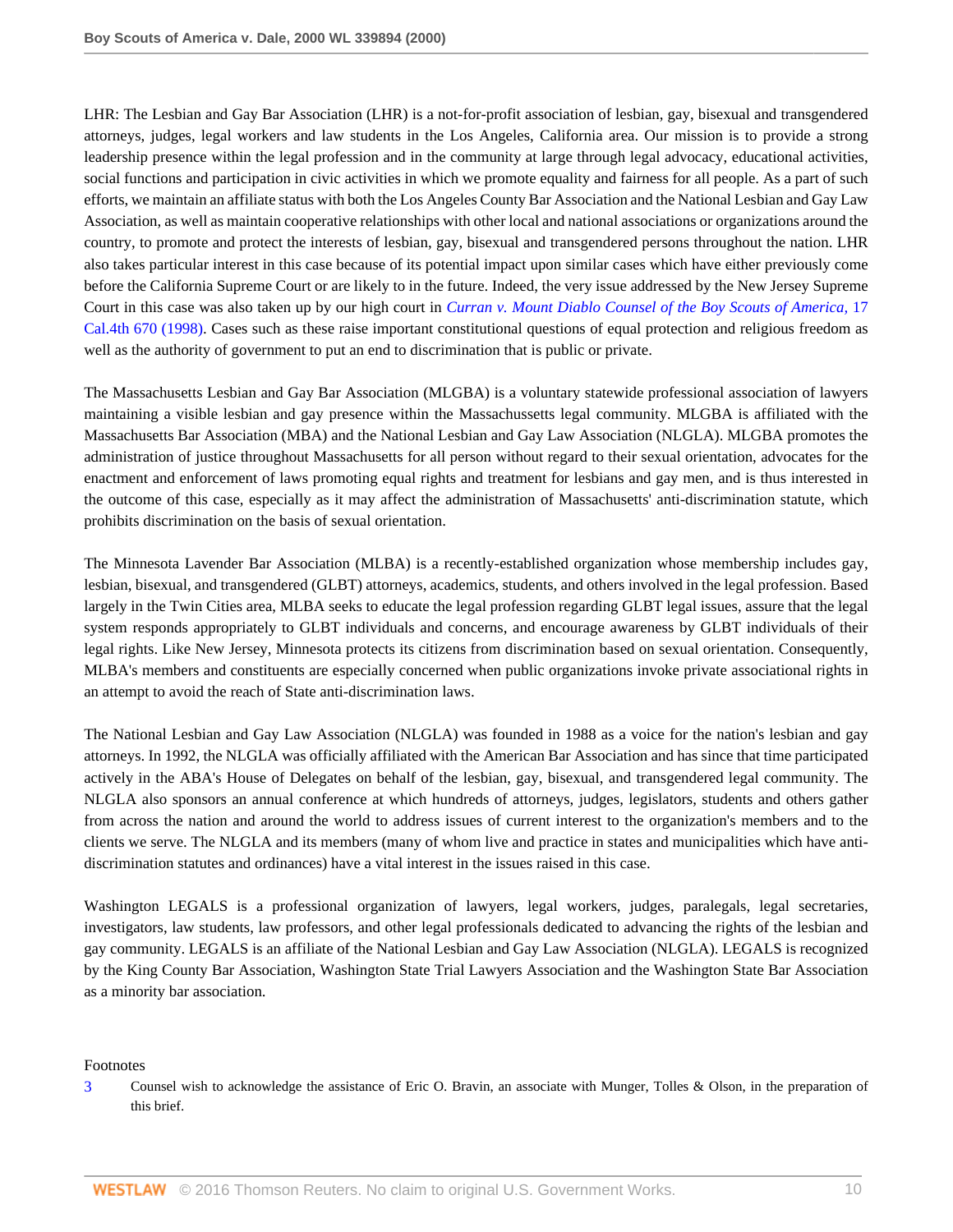LHR: The Lesbian and Gay Bar Association (LHR) is a not-for-profit association of lesbian, gay, bisexual and transgendered attorneys, judges, legal workers and law students in the Los Angeles, California area. Our mission is to provide a strong leadership presence within the legal profession and in the community at large through legal advocacy, educational activities, social functions and participation in civic activities in which we promote equality and fairness for all people. As a part of such efforts, we maintain an affiliate status with both the Los Angeles County Bar Association and the National Lesbian and Gay Law Association, as well as maintain cooperative relationships with other local and national associations or organizations around the country, to promote and protect the interests of lesbian, gay, bisexual and transgendered persons throughout the nation. LHR also takes particular interest in this case because of its potential impact upon similar cases which have either previously come before the California Supreme Court or are likely to in the future. Indeed, the very issue addressed by the New Jersey Supreme Court in this case was also taken up by our high court in *Curran v. Mount Diablo Counsel of the Boy Scouts of America,* 17 Cal.4th 670 (1998). Cases such as these raise important constitutional questions of equal protection and religious freedom as well as the authority of government to put an end to discrimination that is public or private.

The Massachusetts Lesbian and Gay Bar Association (MLGBA) is a voluntary statewide professional association of lawyers maintaining a visible lesbian and gay presence within the Massachussetts legal community. MLGBA is affiliated with the Massachusetts Bar Association (MBA) and the National Lesbian and Gay Law Association (NLGLA). MLGBA promotes the administration of justice throughout Massachusetts for all person without regard to their sexual orientation, advocates for the enactment and enforcement of laws promoting equal rights and treatment for lesbians and gay men, and is thus interested in the outcome of this case, especially as it may affect the administration of Massachusetts' anti-discrimination statute, which prohibits discrimination on the basis of sexual orientation.

The Minnesota Lavender Bar Association (MLBA) is a recently-established organization whose membership includes gay, lesbian, bisexual, and transgendered (GLBT) attorneys, academics, students, and others involved in the legal profession. Based largely in the Twin Cities area, MLBA seeks to educate the legal profession regarding GLBT legal issues, assure that the legal system responds appropriately to GLBT individuals and concerns, and encourage awareness by GLBT individuals of their legal rights. Like New Jersey, Minnesota protects its citizens from discrimination based on sexual orientation. Consequently, MLBA's members and constituents are especially concerned when public organizations invoke private associational rights in an attempt to avoid the reach of State anti-discrimination laws.

The National Lesbian and Gay Law Association (NLGLA) was founded in 1988 as a voice for the nation's lesbian and gay attorneys. In 1992, the NLGLA was officially affiliated with the American Bar Association and has since that time participated actively in the ABA's House of Delegates on behalf of the lesbian, gay, bisexual, and transgendered legal community. The NLGLA also sponsors an annual conference at which hundreds of attorneys, judges, legislators, students and others gather from across the nation and around the world to address issues of current interest to the organization's members and to the clients we serve. The NLGLA and its members (many of whom live and practice in states and municipalities which have anti-discrimination statutes and ordinances) have a vital interest in the issues raised in this case.

Washington LEGALS is a professional organization of lawyers, legal workers, judges, paralegals, legal secretaries, investigators, law students, law professors, and other legal professionals dedicated to advancing the rights of the lesbian and gay community. LEGALS is an affiliate of the National Lesbian and Gay Law Association (NLGLA). LEGALS is recognized by the King County Bar Association, Washington State Trial Lawyers Association and the Washington State Bar Association as a minority bar association.

Footnotes

3 Counsel wish to acknowledge the assistance of Eric O. Bravin, an associate with Munger, Tolles & Olson, in the preparation of this brief.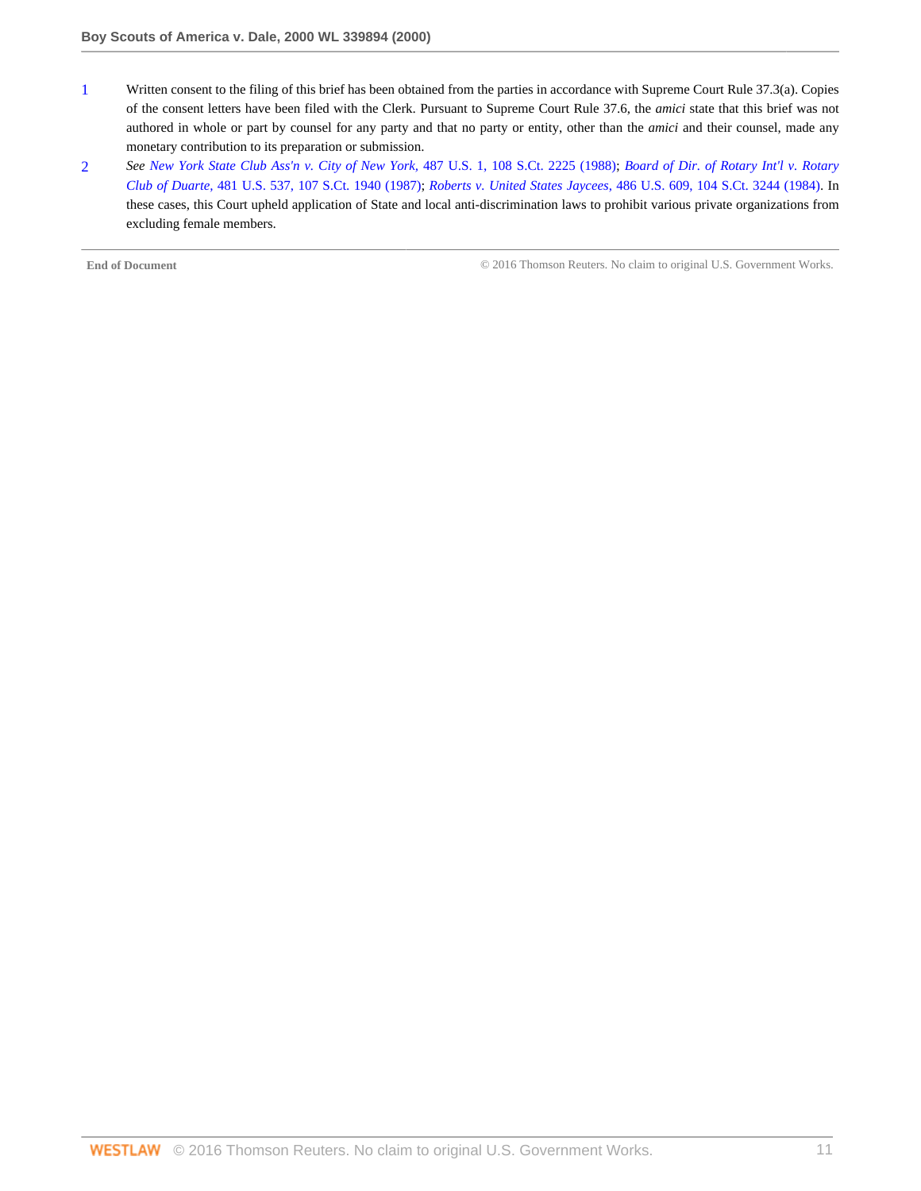1 Written consent to the filing of this brief has been obtained from the parties in accordance with Supreme Court Rule 37.3(a). Copies of the consent letters have been filed with the Clerk. Pursuant to Supreme Court Rule 37.6, the *amici* state that this brief was not authored in whole or part by counsel for any party and that no party or entity, other than the *amici* and their counsel, made any monetary contribution to its preparation or submission.

2 *See New York State Club Ass'n v. City of New York,* 487 U.S. 1, 108 S.Ct. 2225 (1988); *Board of Dir. of Rotary Int'l v. Rotary Club of Duarte,* 481 U.S. 537, 107 S.Ct. 1940 (1987); *Roberts v. United States Jaycees,* 486 U.S. 609, 104 S.Ct. 3244 (1984). In these cases, this Court upheld application of State and local anti-discrimination laws to prohibit various private organizations from excluding female members.

**End of Document**